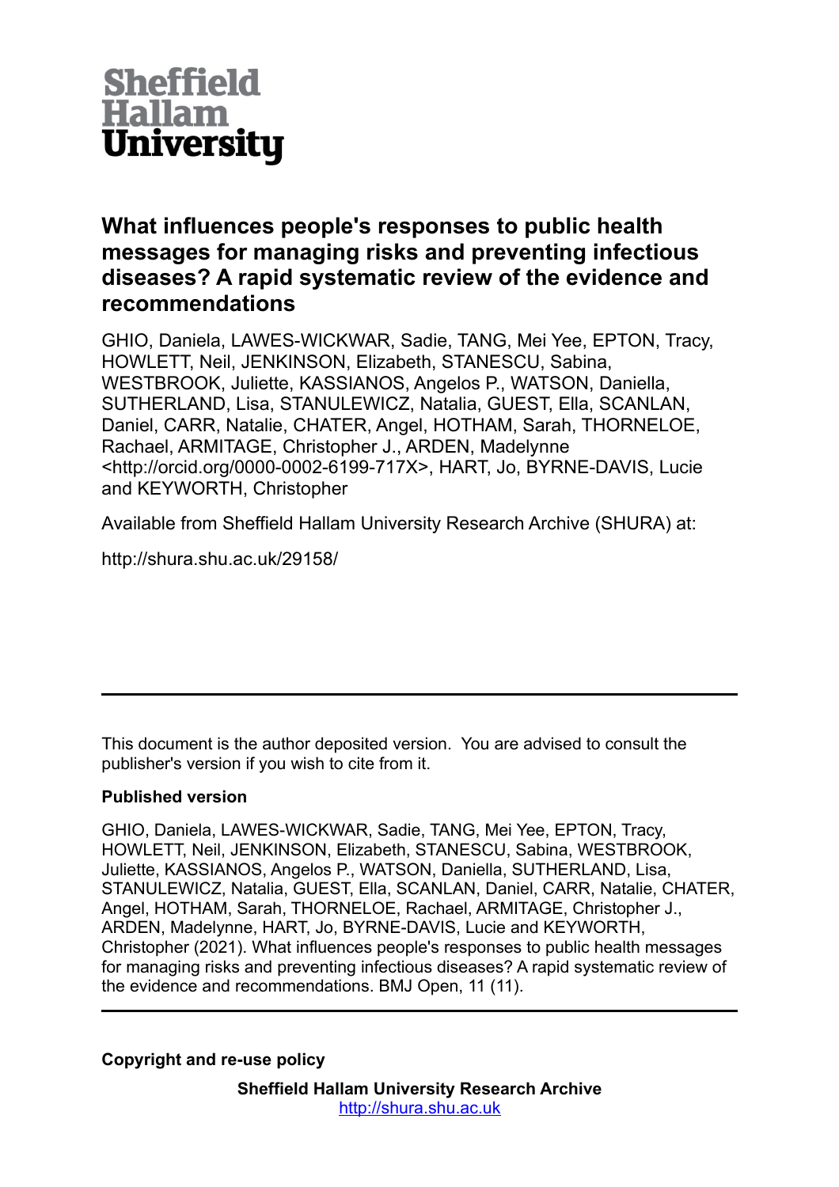Sheffield Hallam University

# What influences people's responses to public health messages for managing risks and preventing infectious diseases? A rapid systematic review of the evidence and recommendations

GHIO, Daniela, LAWES-WICKWAR, Sadie, TANG, Mei Yee, EPTON, Tracy, HOWLETT, Neil, JENKINSON, Elizabeth, STANESCU, Sabina, WESTBROOK, Juliette, KASSIANOS, Angelos P., WATSON, Daniella, SUTHERLAND, Lisa, STANULEWICZ, Natalia, GUEST, Ella, SCANLAN, Daniel, CARR, Natalie, CHATER, Angel, HOTHAM, Sarah, THORNELOE, Rachael, ARMITAGE, Christopher J., ARDEN, Madelynne <http://orcid.org/0000-0002-6199-717X>, HART, Jo, BYRNE-DAVIS, Lucie and KEYWORTH, Christopher

Available from Sheffield Hallam University Research Archive (SHURA) at:

http://shura.shu.ac.uk/29158/

---

This document is the author deposited version. You are advised to consult the publisher's version if you wish to cite from it.

**Published version**

GHIO, Daniela, LAWES-WICKWAR, Sadie, TANG, Mei Yee, EPTON, Tracy, HOWLETT, Neil, JENKINSON, Elizabeth, STANESCU, Sabina, WESTBROOK, Juliette, KASSIANOS, Angelos P., WATSON, Daniella, SUTHERLAND, Lisa, STANULEWICZ, Natalia, GUEST, Ella, SCANLAN, Daniel, CARR, Natalie, CHATER, Angel, HOTHAM, Sarah, THORNELOE, Rachael, ARMITAGE, Christopher J., ARDEN, Madelynne, HART, Jo, BYRNE-DAVIS, Lucie and KEYWORTH, Christopher (2021). What influences people's responses to public health messages for managing risks and preventing infectious diseases? A rapid systematic review of the evidence and recommendations. BMJ Open, 11 (11).

---

**Copyright and re-use policy**

**Sheffield Hallam University Research Archive**
http://shura.shu.ac.uk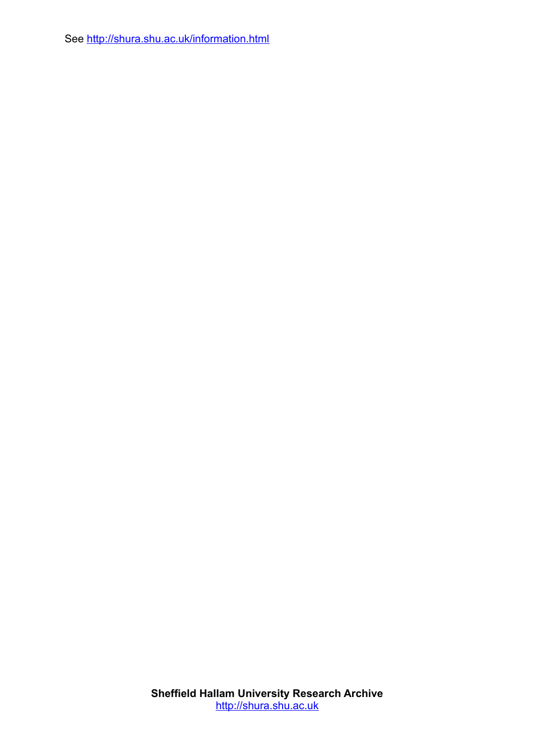See http://shura.shu.ac.uk/information.html

**Sheffield Hallam University Research Archive**
http://shura.shu.ac.uk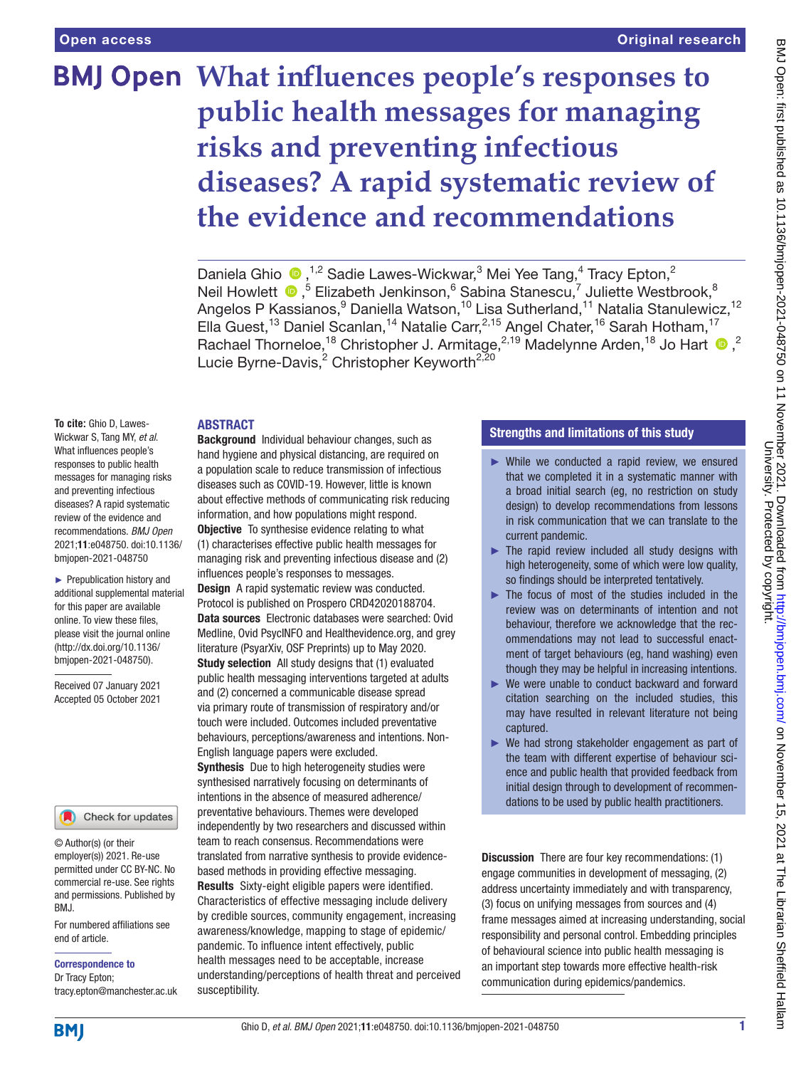Open access

Original research

# What influences people's responses to public health messages for managing risks and preventing infectious diseases? A rapid systematic review of the evidence and recommendations

Daniela Ghio ,[1,2] Sadie Lawes-Wickwar,[3] Mei Yee Tang,[4] Tracy Epton,[2] Neil Howlett ,[5] Elizabeth Jenkinson,[6] Sabina Stanescu,[7] Juliette Westbrook,[8] Angelos P Kassianos,[9] Daniella Watson,[10] Lisa Sutherland,[11] Natalia Stanulewicz,[12] Ella Guest,[13] Daniel Scanlan,[14] Natalie Carr,[2,15] Angel Chater,[16] Sarah Hotham,[17] Rachael Thorneloe,[18] Christopher J. Armitage,[2,19] Madelynne Arden,[18] Jo Hart ,[2] Lucie Byrne-Davis,[2] Christopher Keyworth[2,20]

**To cite:** Ghio D, Lawes-Wickwar S, Tang MY, *et al.* What influences people's responses to public health messages for managing risks and preventing infectious diseases? A rapid systematic review of the evidence and recommendations. *BMJ Open* 2021;**11**:e048750. doi:10.1136/bmjopen-2021-048750

► Prepublication history and additional supplemental material for this paper are available online. To view these files, please visit the journal online (http://dx.doi.org/10.1136/bmjopen-2021-048750).

Received 07 January 2021
Accepted 05 October 2021

© Author(s) (or their employer(s)) 2021. Re-use permitted under CC BY-NC. No commercial re-use. See rights and permissions. Published by BMJ.

For numbered affiliations see end of article.

**Correspondence to**
Dr Tracy Epton;
tracy.epton@manchester.ac.uk

## ABSTRACT

**Background** Individual behaviour changes, such as hand hygiene and physical distancing, are required on a population scale to reduce transmission of infectious diseases such as COVID-19. However, little is known about effective methods of communicating risk reducing information, and how populations might respond.

**Objective** To synthesise evidence relating to what (1) characterises effective public health messages for managing risk and preventing infectious disease and (2) influences people's responses to messages.

**Design** A rapid systematic review was conducted. Protocol is published on Prospero CRD42020188704.

**Data sources** Electronic databases were searched: Ovid Medline, Ovid PsycINFO and Healthevidence.org, and grey literature (PsyarXiv, OSF Preprints) up to May 2020.

**Study selection** All study designs that (1) evaluated public health messaging interventions targeted at adults and (2) concerned a communicable disease spread via primary route of transmission of respiratory and/or touch were included. Outcomes included preventative behaviours, perceptions/awareness and intentions. Non-English language papers were excluded.

**Synthesis** Due to high heterogeneity studies were synthesised narratively focusing on determinants of intentions in the absence of measured adherence/preventative behaviours. Themes were developed independently by two researchers and discussed within team to reach consensus. Recommendations were translated from narrative synthesis to provide evidence-based methods in providing effective messaging.

**Results** Sixty-eight eligible papers were identified. Characteristics of effective messaging include delivery by credible sources, community engagement, increasing awareness/knowledge, mapping to stage of epidemic/pandemic. To influence intent effectively, public health messages need to be acceptable, increase understanding/perceptions of health threat and perceived susceptibility.

**Discussion** There are four key recommendations: (1) engage communities in development of messaging, (2) address uncertainty immediately and with transparency, (3) focus on unifying messages from sources and (4) frame messages aimed at increasing understanding, social responsibility and personal control. Embedding principles of behavioural science into public health messaging is an important step towards more effective health-risk communication during epidemics/pandemics.

## Strengths and limitations of this study

- ► While we conducted a rapid review, we ensured that we completed it in a systematic manner with a broad initial search (eg, no restriction on study design) to develop recommendations from lessons in risk communication that we can translate to the current pandemic.
- ► The rapid review included all study designs with high heterogeneity, some of which were low quality, so findings should be interpreted tentatively.
- ► The focus of most of the studies included in the review was on determinants of intention and not behaviour, therefore we acknowledge that the recommendations may not lead to successful enactment of target behaviours (eg, hand washing) even though they may be helpful in increasing intentions.
- ► We were unable to conduct backward and forward citation searching on the included studies, this may have resulted in relevant literature not being captured.
- ► We had strong stakeholder engagement as part of the team with different expertise of behaviour science and public health that provided feedback from initial design through to development of recommendations to be used by public health practitioners.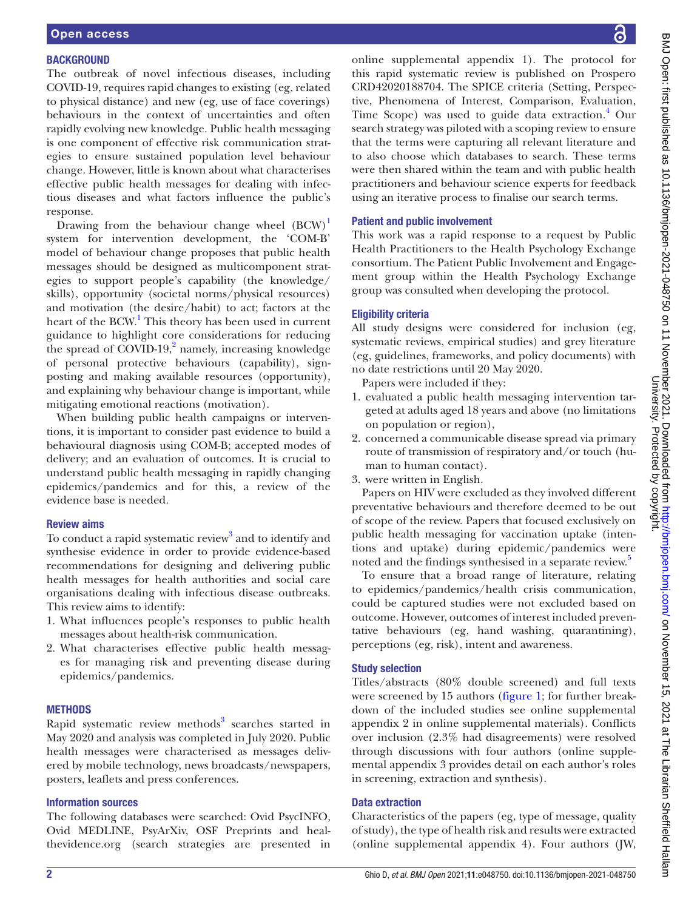## BACKGROUND

The outbreak of novel infectious diseases, including COVID-19, requires rapid changes to existing (eg, related to physical distance) and new (eg, use of face coverings) behaviours in the context of uncertainties and often rapidly evolving new knowledge. Public health messaging is one component of effective risk communication strategies to ensure sustained population level behaviour change. However, little is known about what characterises effective public health messages for dealing with infectious diseases and what factors influence the public's response.

Drawing from the behaviour change wheel (BCW)[1] system for intervention development, the 'COM-B' model of behaviour change proposes that public health messages should be designed as multicomponent strategies to support people's capability (the knowledge/skills), opportunity (societal norms/physical resources) and motivation (the desire/habit) to act; factors at the heart of the BCW.[1] This theory has been used in current guidance to highlight core considerations for reducing the spread of COVID-19,[2] namely, increasing knowledge of personal protective behaviours (capability), signposting and making available resources (opportunity), and explaining why behaviour change is important, while mitigating emotional reactions (motivation).

When building public health campaigns or interventions, it is important to consider past evidence to build a behavioural diagnosis using COM-B; accepted modes of delivery; and an evaluation of outcomes. It is crucial to understand public health messaging in rapidly changing epidemics/pandemics and for this, a review of the evidence base is needed.

### Review aims

To conduct a rapid systematic review[3] and to identify and synthesise evidence in order to provide evidence-based recommendations for designing and delivering public health messages for health authorities and social care organisations dealing with infectious disease outbreaks. This review aims to identify:

1. What influences people's responses to public health messages about health-risk communication.
2. What characterises effective public health messages for managing risk and preventing disease during epidemics/pandemics.

## METHODS

Rapid systematic review methods[3] searches started in May 2020 and analysis was completed in July 2020. Public health messages were characterised as messages delivered by mobile technology, news broadcasts/newspapers, posters, leaflets and press conferences.

### Information sources

The following databases were searched: Ovid PsycINFO, Ovid MEDLINE, PsyArXiv, OSF Preprints and healthevidence.org (search strategies are presented in online supplemental appendix 1). The protocol for this rapid systematic review is published on Prospero CRD42020188704. The SPICE criteria (Setting, Perspective, Phenomena of Interest, Comparison, Evaluation, Time Scope) was used to guide data extraction.[4] Our search strategy was piloted with a scoping review to ensure that the terms were capturing all relevant literature and to also choose which databases to search. These terms were then shared within the team and with public health practitioners and behaviour science experts for feedback using an iterative process to finalise our search terms.

### Patient and public involvement

This work was a rapid response to a request by Public Health Practitioners to the Health Psychology Exchange consortium. The Patient Public Involvement and Engagement group within the Health Psychology Exchange group was consulted when developing the protocol.

### Eligibility criteria

All study designs were considered for inclusion (eg, systematic reviews, empirical studies) and grey literature (eg, guidelines, frameworks, and policy documents) with no date restrictions until 20 May 2020.

Papers were included if they:

1. evaluated a public health messaging intervention targeted at adults aged 18 years and above (no limitations on population or region),
2. concerned a communicable disease spread via primary route of transmission of respiratory and/or touch (human to human contact).
3. were written in English.

Papers on HIV were excluded as they involved different preventative behaviours and therefore deemed to be out of scope of the review. Papers that focused exclusively on public health messaging for vaccination uptake (intentions and uptake) during epidemic/pandemics were noted and the findings synthesised in a separate review.[5]

To ensure that a broad range of literature, relating to epidemics/pandemics/health crisis communication, could be captured studies were not excluded based on outcome. However, outcomes of interest included preventative behaviours (eg, hand washing, quarantining), perceptions (eg, risk), intent and awareness.

### Study selection

Titles/abstracts (80% double screened) and full texts were screened by 15 authors (figure 1; for further breakdown of the included studies see online supplemental appendix 2 in online supplemental materials). Conflicts over inclusion (2.3% had disagreements) were resolved through discussions with four authors (online supplemental appendix 3 provides detail on each author's roles in screening, extraction and synthesis).

### Data extraction

Characteristics of the papers (eg, type of message, quality of study), the type of health risk and results were extracted (online supplemental appendix 4). Four authors (JW,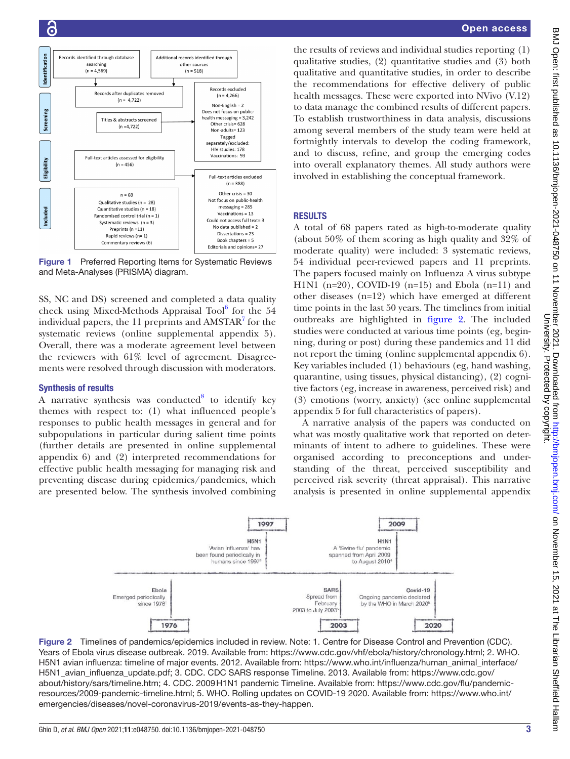Figure 1 Preferred Reporting Items for Systematic Reviews and Meta-Analyses (PRISMA) diagram.

SS, NC and DS) screened and completed a data quality check using Mixed-Methods Appraisal Tool[6] for the 54 individual papers, the 11 preprints and AMSTAR[7] for the systematic reviews (online supplemental appendix 5). Overall, there was a moderate agreement level between the reviewers with 61% level of agreement. Disagreements were resolved through discussion with moderators.

### Synthesis of results

A narrative synthesis was conducted[8] to identify key themes with respect to: (1) what influenced people's responses to public health messages in general and for subpopulations in particular during salient time points (further details are presented in online supplemental appendix 6) and (2) interpreted recommendations for effective public health messaging for managing risk and preventing disease during epidemics/pandemics, which are presented below. The synthesis involved combining the results of reviews and individual studies reporting (1) qualitative studies, (2) quantitative studies and (3) both qualitative and quantitative studies, in order to describe the recommendations for effective delivery of public health messages. These were exported into NVivo (V.12) to data manage the combined results of different papers. To establish trustworthiness in data analysis, discussions among several members of the study team were held at fortnightly intervals to develop the coding framework, and to discuss, refine, and group the emerging codes into overall explanatory themes. All study authors were involved in establishing the conceptual framework.

## RESULTS

A total of 68 papers rated as high-to-moderate quality (about 50% of them scoring as high quality and 32% of moderate quality) were included: 3 systematic reviews, 54 individual peer-reviewed papers and 11 preprints. The papers focused mainly on Influenza A virus subtype H1N1 (n=20), COVID-19 (n=15) and Ebola (n=11) and other diseases (n=12) which have emerged at different time points in the last 50 years. The timelines from initial outbreaks are highlighted in figure 2. The included studies were conducted at various time points (eg, beginning, during or post) during these pandemics and 11 did not report the timing (online supplemental appendix 6). Key variables included (1) behaviours (eg, hand washing, quarantine, using tissues, physical distancing), (2) cognitive factors (eg, increase in awareness, perceived risk) and (3) emotions (worry, anxiety) (see online supplemental appendix 5 for full characteristics of papers).

A narrative analysis of the papers was conducted on what was mostly qualitative work that reported on determinants of intent to adhere to guidelines. These were organised according to preconceptions and understanding of the threat, perceived susceptibility and perceived risk severity (threat appraisal). This narrative analysis is presented in online supplemental appendix

Figure 2 Timelines of pandemics/epidemics included in review. Note: 1. Centre for Disease Control and Prevention (CDC). Years of Ebola virus disease outbreak. 2019. Available from: https://www.cdc.gov/vhf/ebola/history/chronology.html; 2. WHO. H5N1 avian influenza: timeline of major events. 2012. Available from: https://www.who.int/influenza/human_animal_interface/H5N1_avian_influenza_update.pdf; 3. CDC. CDC SARS response Timeline. 2013. Available from: https://www.cdc.gov/about/history/sars/timeline.htm; 4. CDC. 2009 H1N1 pandemic Timeline. Available from: https://www.cdc.gov/flu/pandemic-resources/2009-pandemic-timeline.html; 5. WHO. Rolling updates on COVID-19 2020. Available from: https://www.who.int/emergencies/diseases/novel-coronavirus-2019/events-as-they-happen.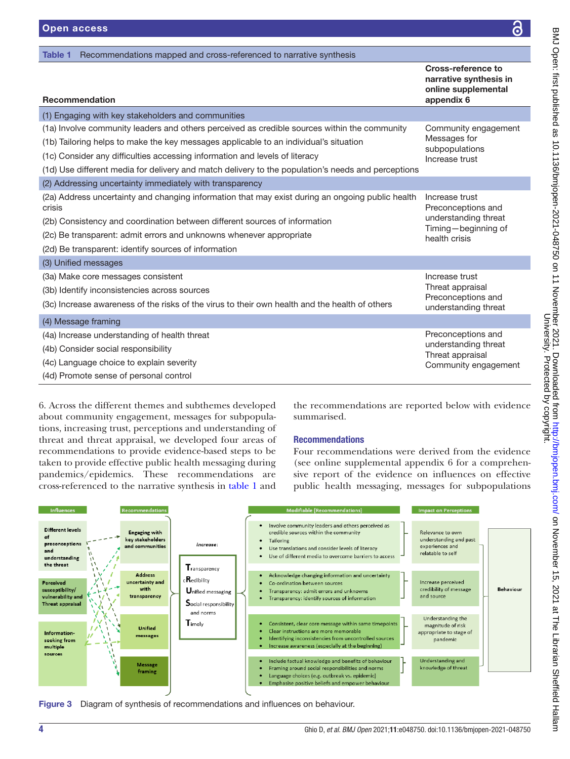**Table 1** Recommendations mapped and cross-referenced to narrative synthesis

| Recommendation | Cross-reference to narrative synthesis in online supplemental appendix 6 |
|---|---|
| (1) Engaging with key stakeholders and communities | |
| (1a) Involve community leaders and others perceived as credible sources within the community<br>(1b) Tailoring helps to make the key messages applicable to an individual's situation<br>(1c) Consider any difficulties accessing information and levels of literacy<br>(1d) Use different media for delivery and match delivery to the population's needs and perceptions | Community engagement<br>Messages for subpopulations<br>Increase trust |
| (2) Addressing uncertainty immediately with transparency | |
| (2a) Address uncertainty and changing information that may exist during an ongoing public health crisis<br>(2b) Consistency and coordination between different sources of information<br>(2c) Be transparent: admit errors and unknowns whenever appropriate<br>(2d) Be transparent: identify sources of information | Increase trust<br>Preconceptions and understanding threat<br>Timing—beginning of health crisis |
| (3) Unified messages | |
| (3a) Make core messages consistent<br>(3b) Identify inconsistencies across sources<br>(3c) Increase awareness of the risks of the virus to their own health and the health of others | Increase trust<br>Threat appraisal<br>Preconceptions and understanding threat |
| (4) Message framing | |
| (4a) Increase understanding of health threat<br>(4b) Consider social responsibility<br>(4c) Language choice to explain severity<br>(4d) Promote sense of personal control | Preconceptions and understanding threat<br>Threat appraisal<br>Community engagement |

6. Across the different themes and subthemes developed about community engagement, messages for subpopulations, increasing trust, perceptions and understanding of threat and threat appraisal, we developed four areas of recommendations to provide evidence-based steps to be taken to provide effective public health messaging during pandemics/epidemics. These recommendations are cross-referenced to the narrative synthesis in table 1 and the recommendations are reported below with evidence summarised.

## Recommendations

Four recommendations were derived from the evidence (see online supplemental appendix 6 for a comprehensive report of the evidence on influences on effective public health messaging, messages for subpopulations

Figure 3 Diagram of synthesis of recommendations and influences on behaviour.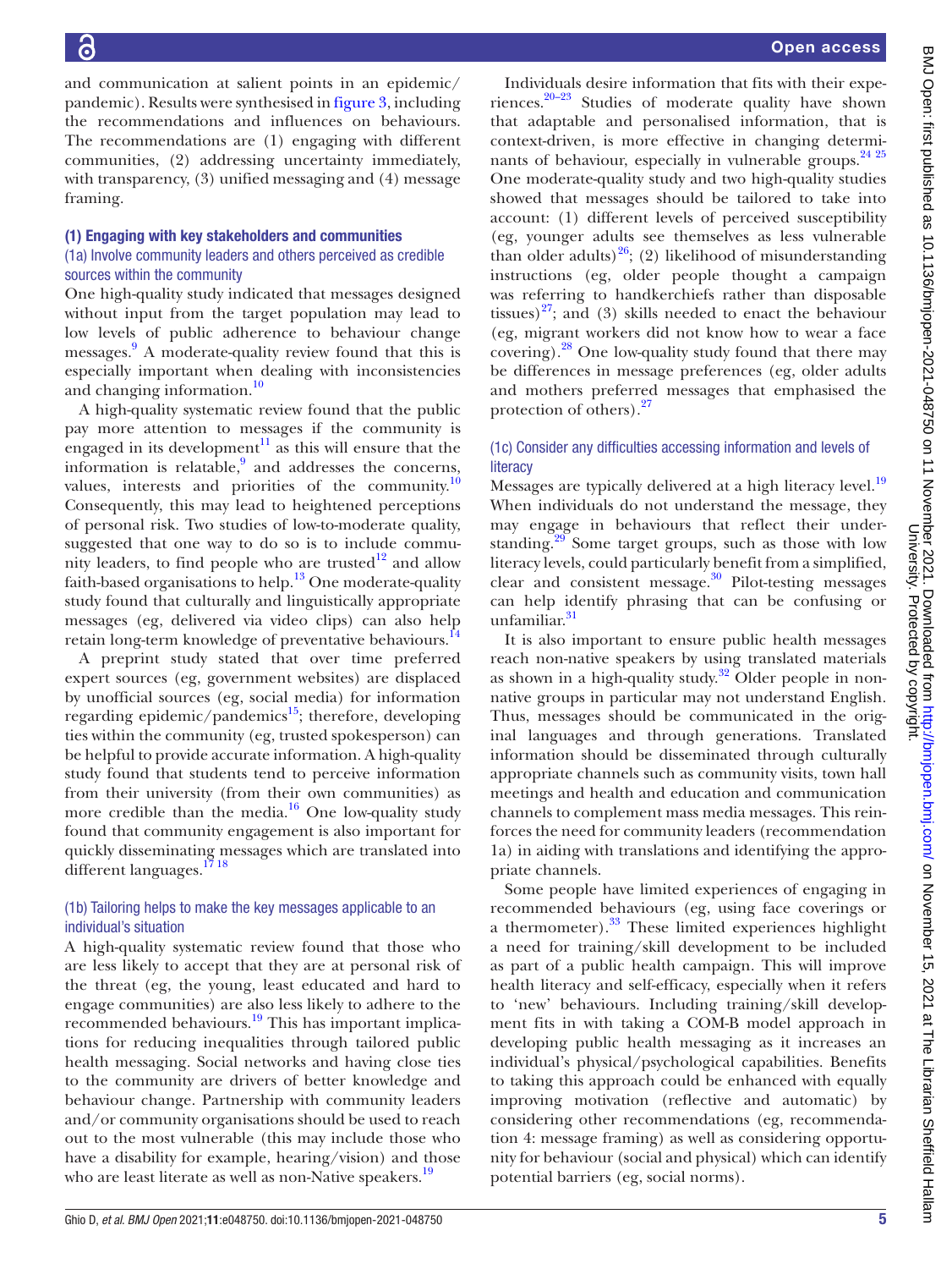and communication at salient points in an epidemic/pandemic). Results were synthesised in figure 3, including the recommendations and influences on behaviours. The recommendations are (1) engaging with different communities, (2) addressing uncertainty immediately, with transparency, (3) unified messaging and (4) message framing.

### (1) Engaging with key stakeholders and communities

#### (1a) Involve community leaders and others perceived as credible sources within the community

One high-quality study indicated that messages designed without input from the target population may lead to low levels of public adherence to behaviour change messages.[9] A moderate-quality review found that this is especially important when dealing with inconsistencies and changing information.[10]

A high-quality systematic review found that the public pay more attention to messages if the community is engaged in its development[11] as this will ensure that the information is relatable,[9] and addresses the concerns, values, interests and priorities of the community.[10] Consequently, this may lead to heightened perceptions of personal risk. Two studies of low-to-moderate quality, suggested that one way to do so is to include community leaders, to find people who are trusted[12] and allow faith-based organisations to help.[13] One moderate-quality study found that culturally and linguistically appropriate messages (eg, delivered via video clips) can also help retain long-term knowledge of preventative behaviours.[14]

A preprint study stated that over time preferred expert sources (eg, government websites) are displaced by unofficial sources (eg, social media) for information regarding epidemic/pandemics[15]; therefore, developing ties within the community (eg, trusted spokesperson) can be helpful to provide accurate information. A high-quality study found that students tend to perceive information from their university (from their own communities) as more credible than the media.[16] One low-quality study found that community engagement is also important for quickly disseminating messages which are translated into different languages.[17 18]

#### (1b) Tailoring helps to make the key messages applicable to an individual's situation

A high-quality systematic review found that those who are less likely to accept that they are at personal risk of the threat (eg, the young, least educated and hard to engage communities) are also less likely to adhere to the recommended behaviours.[19] This has important implications for reducing inequalities through tailored public health messaging. Social networks and having close ties to the community are drivers of better knowledge and behaviour change. Partnership with community leaders and/or community organisations should be used to reach out to the most vulnerable (this may include those who have a disability for example, hearing/vision) and those who are least literate as well as non-Native speakers.[19]

Individuals desire information that fits with their experiences.[20–23] Studies of moderate quality have shown that adaptable and personalised information, that is context-driven, is more effective in changing determinants of behaviour, especially in vulnerable groups.[24 25] One moderate-quality study and two high-quality studies showed that messages should be tailored to take into account: (1) different levels of perceived susceptibility (eg, younger adults see themselves as less vulnerable than older adults)[26]; (2) likelihood of misunderstanding instructions (eg, older people thought a campaign was referring to handkerchiefs rather than disposable tissues)[27]; and (3) skills needed to enact the behaviour (eg, migrant workers did not know how to wear a face covering).[28] One low-quality study found that there may be differences in message preferences (eg, older adults and mothers preferred messages that emphasised the protection of others).[27]

#### (1c) Consider any difficulties accessing information and levels of literacy

Messages are typically delivered at a high literacy level.[19] When individuals do not understand the message, they may engage in behaviours that reflect their understanding.[29] Some target groups, such as those with low literacy levels, could particularly benefit from a simplified, clear and consistent message.[30] Pilot-testing messages can help identify phrasing that can be confusing or unfamiliar.[31]

It is also important to ensure public health messages reach non-native speakers by using translated materials as shown in a high-quality study.[32] Older people in non-native groups in particular may not understand English. Thus, messages should be communicated in the original languages and through generations. Translated information should be disseminated through culturally appropriate channels such as community visits, town hall meetings and health and education and communication channels to complement mass media messages. This reinforces the need for community leaders (recommendation 1a) in aiding with translations and identifying the appropriate channels.

Some people have limited experiences of engaging in recommended behaviours (eg, using face coverings or a thermometer).[33] These limited experiences highlight a need for training/skill development to be included as part of a public health campaign. This will improve health literacy and self-efficacy, especially when it refers to 'new' behaviours. Including training/skill development fits in with taking a COM-B model approach in developing public health messaging as it increases an individual's physical/psychological capabilities. Benefits to taking this approach could be enhanced with equally improving motivation (reflective and automatic) by considering other recommendations (eg, recommendation 4: message framing) as well as considering opportunity for behaviour (social and physical) which can identify potential barriers (eg, social norms).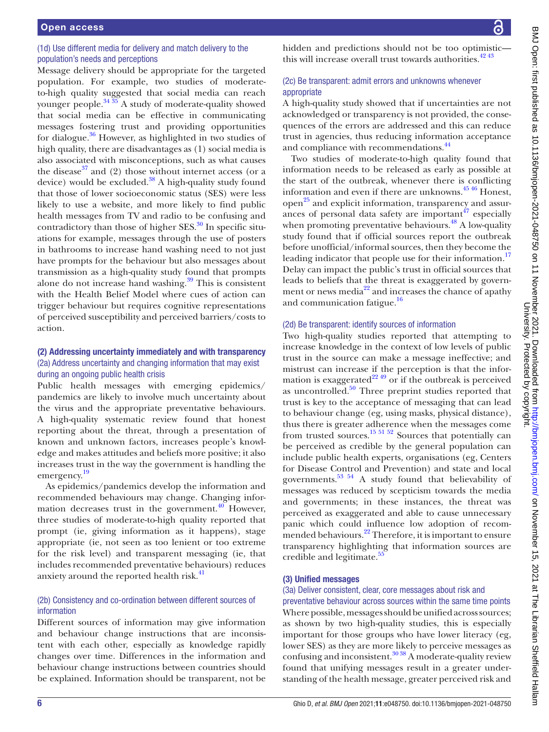#### (1d) Use different media for delivery and match delivery to the population's needs and perceptions

Message delivery should be appropriate for the targeted population. For example, two studies of moderate-to-high quality suggested that social media can reach younger people.[34 35] A study of moderate-quality showed that social media can be effective in communicating messages fostering trust and providing opportunities for dialogue.[36] However, as highlighted in two studies of high quality, there are disadvantages as (1) social media is also associated with misconceptions, such as what causes the disease[37] and (2) those without internet access (or a device) would be excluded.[38] A high-quality study found that those of lower socioeconomic status (SES) were less likely to use a website, and more likely to find public health messages from TV and radio to be confusing and contradictory than those of higher SES.[30] In specific situations for example, messages through the use of posters in bathrooms to increase hand washing need to not just have prompts for the behaviour but also messages about transmission as a high-quality study found that prompts alone do not increase hand washing.[39] This is consistent with the Health Belief Model where cues of action can trigger behaviour but requires cognitive representations of perceived susceptibility and perceived barriers/costs to action.

### (2) Addressing uncertainty immediately and with transparency

#### (2a) Address uncertainty and changing information that may exist during an ongoing public health crisis

Public health messages with emerging epidemics/pandemics are likely to involve much uncertainty about the virus and the appropriate preventative behaviours. A high-quality systematic review found that honest reporting about the threat, through a presentation of known and unknown factors, increases people's knowledge and makes attitudes and beliefs more positive; it also increases trust in the way the government is handling the emergency.[19]

As epidemics/pandemics develop the information and recommended behaviours may change. Changing information decreases trust in the government.[40] However, three studies of moderate-to-high quality reported that prompt (ie, giving information as it happens), stage appropriate (ie, not seen as too lenient or too extreme for the risk level) and transparent messaging (ie, that includes recommended preventative behaviours) reduces anxiety around the reported health risk.[41]

#### (2b) Consistency and co-ordination between different sources of information

Different sources of information may give information and behaviour change instructions that are inconsistent with each other, especially as knowledge rapidly changes over time. Differences in the information and behaviour change instructions between countries should be explained. Information should be transparent, not be hidden and predictions should not be too optimistic—this will increase overall trust towards authorities.[42 43]

#### (2c) Be transparent: admit errors and unknowns whenever appropriate

A high-quality study showed that if uncertainties are not acknowledged or transparency is not provided, the consequences of the errors are addressed and this can reduce trust in agencies, thus reducing information acceptance and compliance with recommendations.[44]

Two studies of moderate-to-high quality found that information needs to be released as early as possible at the start of the outbreak, whenever there is conflicting information and even if there are unknowns.[45 46] Honest, open[25] and explicit information, transparency and assurances of personal data safety are important[47] especially when promoting preventative behaviours.[48] A low-quality study found that if official sources report the outbreak before unofficial/informal sources, then they become the leading indicator that people use for their information.[17] Delay can impact the public's trust in official sources that leads to beliefs that the threat is exaggerated by government or news media[22] and increases the chance of apathy and communication fatigue.[16]

#### (2d) Be transparent: identify sources of information

Two high-quality studies reported that attempting to increase knowledge in the context of low levels of public trust in the source can make a message ineffective; and mistrust can increase if the perception is that the information is exaggerated[22 49] or if the outbreak is perceived as uncontrolled.[50] Three preprint studies reported that trust is key to the acceptance of messaging that can lead to behaviour change (eg, using masks, physical distance), thus there is greater adherence when the messages come from trusted sources.[15 51 52] Sources that potentially can be perceived as credible by the general population can include public health experts, organisations (eg, Centers for Disease Control and Prevention) and state and local governments.[53 54] A study found that believability of messages was reduced by scepticism towards the media and governments; in these instances, the threat was perceived as exaggerated and able to cause unnecessary panic which could influence low adoption of recommended behaviours.[22] Therefore, it is important to ensure transparency highlighting that information sources are credible and legitimate.[55]

### (3) Unified messages

#### (3a) Deliver consistent, clear, core messages about risk and preventative behaviour across sources within the same time points

Where possible, messages should be unified across sources; as shown by two high-quality studies, this is especially important for those groups who have lower literacy (eg, lower SES) as they are more likely to perceive messages as confusing and inconsistent.[30 38] A moderate-quality review found that unifying messages result in a greater understanding of the health message, greater perceived risk and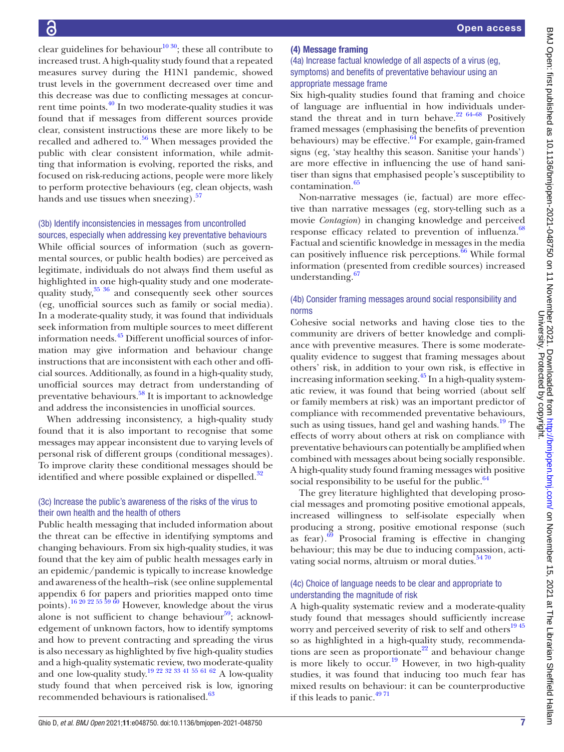clear guidelines for behaviour[10 30]; these all contribute to increased trust. A high-quality study found that a repeated measures survey during the H1N1 pandemic, showed trust levels in the government decreased over time and this decrease was due to conflicting messages at concurrent time points.[40] In two moderate-quality studies it was found that if messages from different sources provide clear, consistent instructions these are more likely to be recalled and adhered to.[56] When messages provided the public with clear consistent information, while admitting that information is evolving, reported the risks, and focused on risk-reducing actions, people were more likely to perform protective behaviours (eg, clean objects, wash hands and use tissues when sneezing).[57]

### (3b) Identify inconsistencies in messages from uncontrolled sources, especially when addressing key preventative behaviours

While official sources of information (such as governmental sources, or public health bodies) are perceived as legitimate, individuals do not always find them useful as highlighted in one high-quality study and one moderate-quality study,[35 36] and consequently seek other sources (eg, unofficial sources such as family or social media). In a moderate-quality study, it was found that individuals seek information from multiple sources to meet different information needs.[45] Different unofficial sources of information may give information and behaviour change instructions that are inconsistent with each other and official sources. Additionally, as found in a high-quality study, unofficial sources may detract from understanding of preventative behaviours.[58] It is important to acknowledge and address the inconsistencies in unofficial sources.

When addressing inconsistency, a high-quality study found that it is also important to recognise that some messages may appear inconsistent due to varying levels of personal risk of different groups (conditional messages). To improve clarity these conditional messages should be identified and where possible explained or dispelled.[32]

### (3c) Increase the public's awareness of the risks of the virus to their own health and the health of others

Public health messaging that included information about the threat can be effective in identifying symptoms and changing behaviours. From six high-quality studies, it was found that the key aim of public health messages early in an epidemic/pandemic is typically to increase knowledge and awareness of the health–risk (see online supplemental appendix 6 for papers and priorities mapped onto time points).[16 20 22 55 59 60] However, knowledge about the virus alone is not sufficient to change behaviour[59]; acknowledgement of unknown factors, how to identify symptoms and how to prevent contracting and spreading the virus is also necessary as highlighted by five high-quality studies and a high-quality systematic review, two moderate-quality and one low-quality study.[19 22 32 33 41 55 61 62] A low-quality study found that when perceived risk is low, ignoring recommended behaviours is rationalised.[63]

## (4) Message framing

### (4a) Increase factual knowledge of all aspects of a virus (eg, symptoms) and benefits of preventative behaviour using an appropriate message frame

Six high-quality studies found that framing and choice of language are influential in how individuals understand the threat and in turn behave.[22 64–68] Positively framed messages (emphasising the benefits of prevention behaviours) may be effective.[64] For example, gain-framed signs (eg, 'stay healthy this season. Sanitise your hands') are more effective in influencing the use of hand sanitiser than signs that emphasised people's susceptibility to contamination.[65]

Non-narrative messages (ie, factual) are more effective than narrative messages (eg, story-telling such as a movie *Contagion*) in changing knowledge and perceived response efficacy related to prevention of influenza.[68] Factual and scientific knowledge in messages in the media can positively influence risk perceptions.[66] While formal information (presented from credible sources) increased understanding.[67]

### (4b) Consider framing messages around social responsibility and norms

Cohesive social networks and having close ties to the community are drivers of better knowledge and compliance with preventive measures. There is some moderate-quality evidence to suggest that framing messages about others' risk, in addition to your own risk, is effective in increasing information seeking.[45] In a high-quality systematic review, it was found that being worried (about self or family members at risk) was an important predictor of compliance with recommended preventative behaviours, such as using tissues, hand gel and washing hands.[19] The effects of worry about others at risk on compliance with preventative behaviours can potentially be amplified when combined with messages about being socially responsible. A high-quality study found framing messages with positive social responsibility to be useful for the public.[64]

The grey literature highlighted that developing prosocial messages and promoting positive emotional appeals, increased willingness to self-isolate especially when producing a strong, positive emotional response (such as fear).[69] Prosocial framing is effective in changing behaviour; this may be due to inducing compassion, activating social norms, altruism or moral duties.[54 70]

### (4c) Choice of language needs to be clear and appropriate to understanding the magnitude of risk

A high-quality systematic review and a moderate-quality study found that messages should sufficiently increase worry and perceived severity of risk to self and others[19 45] so as highlighted in a high-quality study, recommendations are seen as proportionate[22] and behaviour change is more likely to occur.[19] However, in two high-quality studies, it was found that inducing too much fear has mixed results on behaviour: it can be counterproductive if this leads to panic.[49 71]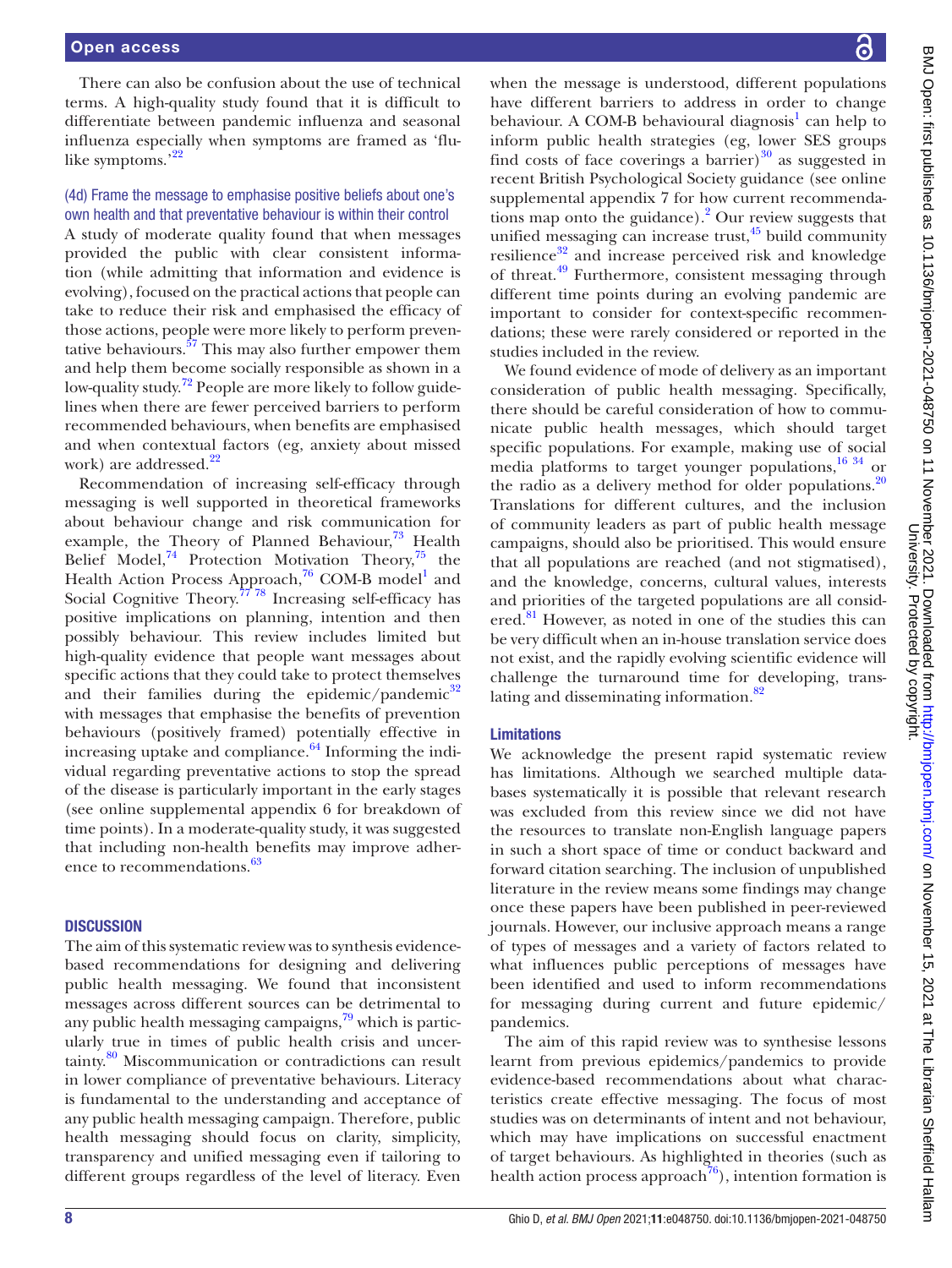There can also be confusion about the use of technical terms. A high-quality study found that it is difficult to differentiate between pandemic influenza and seasonal influenza especially when symptoms are framed as 'flu-like symptoms.'[22]

### (4d) Frame the message to emphasise positive beliefs about one's own health and that preventative behaviour is within their control

A study of moderate quality found that when messages provided the public with clear consistent information (while admitting that information and evidence is evolving), focused on the practical actions that people can take to reduce their risk and emphasised the efficacy of those actions, people were more likely to perform preventative behaviours.[57] This may also further empower them and help them become socially responsible as shown in a low-quality study.[72] People are more likely to follow guidelines when there are fewer perceived barriers to perform recommended behaviours, when benefits are emphasised and when contextual factors (eg, anxiety about missed work) are addressed.[22]

Recommendation of increasing self-efficacy through messaging is well supported in theoretical frameworks about behaviour change and risk communication for example, the Theory of Planned Behaviour,[73] Health Belief Model,[74] Protection Motivation Theory,[75] the Health Action Process Approach,[76] COM-B model[1] and Social Cognitive Theory.[77,78] Increasing self-efficacy has positive implications on planning, intention and then possibly behaviour. This review includes limited but high-quality evidence that people want messages about specific actions that they could take to protect themselves and their families during the epidemic/pandemic[32] with messages that emphasise the benefits of prevention behaviours (positively framed) potentially effective in increasing uptake and compliance.[64] Informing the individual regarding preventative actions to stop the spread of the disease is particularly important in the early stages (see online supplemental appendix 6 for breakdown of time points). In a moderate-quality study, it was suggested that including non-health benefits may improve adherence to recommendations.[63]

## DISCUSSION

The aim of this systematic review was to synthesis evidence-based recommendations for designing and delivering public health messaging. We found that inconsistent messages across different sources can be detrimental to any public health messaging campaigns,[79] which is particularly true in times of public health crisis and uncertainty.[80] Miscommunication or contradictions can result in lower compliance of preventative behaviours. Literacy is fundamental to the understanding and acceptance of any public health messaging campaign. Therefore, public health messaging should focus on clarity, simplicity, transparency and unified messaging even if tailoring to different groups regardless of the level of literacy. Even when the message is understood, different populations have different barriers to address in order to change behaviour. A COM-B behavioural diagnosis[1] can help to inform public health strategies (eg, lower SES groups find costs of face coverings a barrier)[30] as suggested in recent British Psychological Society guidance (see online supplemental appendix 7 for how current recommendations map onto the guidance).[2] Our review suggests that unified messaging can increase trust,[45] build community resilience[32] and increase perceived risk and knowledge of threat.[49] Furthermore, consistent messaging through different time points during an evolving pandemic are important to consider for context-specific recommendations; these were rarely considered or reported in the studies included in the review.

We found evidence of mode of delivery as an important consideration of public health messaging. Specifically, there should be careful consideration of how to communicate public health messages, which should target specific populations. For example, making use of social media platforms to target younger populations,[16,34] or the radio as a delivery method for older populations.[20] Translations for different cultures, and the inclusion of community leaders as part of public health message campaigns, should also be prioritised. This would ensure that all populations are reached (and not stigmatised), and the knowledge, concerns, cultural values, interests and priorities of the targeted populations are all considered.[81] However, as noted in one of the studies this can be very difficult when an in-house translation service does not exist, and the rapidly evolving scientific evidence will challenge the turnaround time for developing, translating and disseminating information.[82]

### Limitations

We acknowledge the present rapid systematic review has limitations. Although we searched multiple databases systematically it is possible that relevant research was excluded from this review since we did not have the resources to translate non-English language papers in such a short space of time or conduct backward and forward citation searching. The inclusion of unpublished literature in the review means some findings may change once these papers have been published in peer-reviewed journals. However, our inclusive approach means a range of types of messages and a variety of factors related to what influences public perceptions of messages have been identified and used to inform recommendations for messaging during current and future epidemic/pandemics.

The aim of this rapid review was to synthesise lessons learnt from previous epidemics/pandemics to provide evidence-based recommendations about what characteristics create effective messaging. The focus of most studies was on determinants of intent and not behaviour, which may have implications on successful enactment of target behaviours. As highlighted in theories (such as health action process approach[76]), intention formation is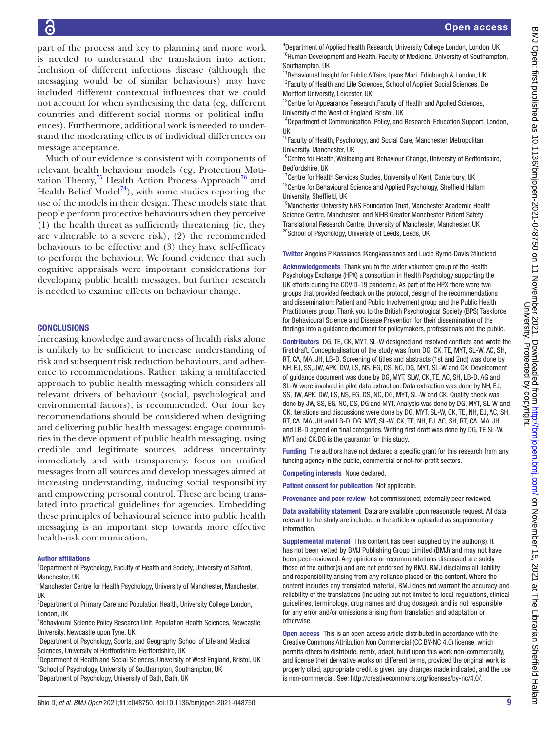part of the process and key to planning and more work is needed to understand the translation into action. Inclusion of different infectious disease (although the messaging would be of similar behaviours) may have included different contextual influences that we could not account for when synthesising the data (eg, different countries and different social norms or political influences). Furthermore, additional work is needed to understand the moderating effects of individual differences on message acceptance.

Much of our evidence is consistent with components of relevant health behaviour models (eg, Protection Motivation Theory,[75] Health Action Process Approach[76] and Health Belief Model[74]), with some studies reporting the use of the models in their design. These models state that people perform protective behaviours when they perceive (1) the health threat as sufficiently threatening (ie, they are vulnerable to a severe risk), (2) the recommended behaviours to be effective and (3) they have self-efficacy to perform the behaviour. We found evidence that such cognitive appraisals were important considerations for developing public health messages, but further research is needed to examine effects on behaviour change.

## CONCLUSIONS

Increasing knowledge and awareness of health risks alone is unlikely to be sufficient to increase understanding of risk and subsequent risk reduction behaviours, and adherence to recommendations. Rather, taking a multifaceted approach to public health messaging which considers all relevant drivers of behaviour (social, psychological and environmental factors), is recommended. Our four key recommendations should be considered when designing and delivering public health messages: engage communities in the development of public health messaging, using credible and legitimate sources, address uncertainty immediately and with transparency, focus on unified messages from all sources and develop messages aimed at increasing understanding, inducing social responsibility and empowering personal control. These are being translated into practical guidelines for agencies. Embedding these principles of behavioural science into public health messaging is an important step towards more effective health-risk communication.

**Author affiliations**

[1]Department of Psychology, Faculty of Health and Society, University of Salford, Manchester, UK
[2]Manchester Centre for Health Psychology, University of Manchester, Manchester, UK
[3]Department of Primary Care and Population Health, University College London, London, UK
[4]Behavioural Science Policy Research Unit, Population Health Sciences, Newcastle University, Newcastle upon Tyne, UK
[5]Department of Psychology, Sports, and Geography, School of Life and Medical Sciences, University of Hertfordshire, Hertfordshire, UK
[6]Department of Health and Social Sciences, University of West England, Bristol, UK
[7]School of Psychology, University of Southampton, Southampton, UK
[8]Department of Psychology, University of Bath, Bath, UK
[9]Department of Applied Health Research, University College London, London, UK
[10]Human Development and Health, Faculty of Medicine, University of Southampton, Southampton, UK
[11]Behavioural Insight for Public Affairs, Ipsos Mori, Edinburgh & London, UK
[12]Faculty of Health and Life Sciences, School of Applied Social Sciences, De Montfort University, Leicester, UK
[13]Centre for Appearance Research,Faculty of Health and Applied Sciences, University of the West of England, Bristol, UK
[14]Department of Communication, Policy, and Research, Education Support, London, UK
[15]Faculty of Health, Psychology, and Social Care, Manchester Metropolitan University, Manchester, UK
[16]Centre for Health, Wellbeing and Behaviour Change, University of Bedfordshire, Bedfordshire, UK
[17]Centre for Health Services Studies, University of Kent, Canterbury, UK
[18]Centre for Behavioural Science and Applied Psychology, Sheffield Hallam University, Sheffield, UK
[19]Manchester University NHS Foundation Trust, Manchester Academic Health Science Centre, Manchester; and NIHR Greater Manchester Patient Safety Translational Research Centre, University of Manchester, Manchester, UK
[20]School of Psychology, University of Leeds, Leeds, UK

**Twitter** Angelos P Kassianos @angkassianos and Lucie Byrne-Davis @luciebd

**Acknowledgements** Thank you to the wider volunteer group of the Health Psychology Exchange (HPX) a consortium in Health Psychology supporting the UK efforts during the COVID-19 pandemic. As part of the HPX there were two groups that provided feedback on the protocol, design of the recommendations and dissemination: Patient and Public Involvement group and the Public Health Practitioners group. Thank you to the British Psychological Society (BPS) Taskforce for Behavioural Science and Disease Prevention for their dissemination of the findings into a guidance document for policymakers, professionals and the public.

**Contributors** DG, TE, CK, MYT, SL-W designed and resolved conflicts and wrote the first draft. Conceptualisation of the study was from DG, CK, TE, MYT, SL-W, AC, SH, RT, CA, MA, JH, LB-D. Screening of titles and abstracts (1st and 2nd) was done by NH, EJ, SS, JW, APK, DW, LS, NS, EG, DS, NC, DG, MYT, SL-W and CK. Development of guidance document was done by DG, MYT, SLW, CK, TE, AC, SH, LB-D. AG and SL-W were involved in pilot data extraction. Data extraction was done by NH, EJ, SS, JW, APK, DW, LS, NS, EG, DS, NC, DG, MYT, SL-W and CK. Quality check was done by JW, SS, EG, NC, DS, DG and MYT. Analysis was done by DG, MYT, SL-W and CK. Iterations and discussions were done by DG, MYT, SL-W, CK, TE, NH, EJ, AC, SH, RT, CA, MA, JH and LB-D. DG, MYT, SL-W, CK, TE, NH, EJ, AC, SH, RT, CA, MA, JH and LB-D agreed on final categories. Writing first draft was done by DG, TE SL-W, MYT and CK.DG is the gaurantor for this study.

**Funding** The authors have not declared a specific grant for this research from any funding agency in the public, commercial or not-for-profit sectors.

**Competing interests** None declared.

**Patient consent for publication** Not applicable.

**Provenance and peer review** Not commissioned; externally peer reviewed.

**Data availability statement** Data are available upon reasonable request. All data relevant to the study are included in the article or uploaded as supplementary information.

**Supplemental material** This content has been supplied by the author(s). It has not been vetted by BMJ Publishing Group Limited (BMJ) and may not have been peer-reviewed. Any opinions or recommendations discussed are solely those of the author(s) and are not endorsed by BMJ. BMJ disclaims all liability and responsibility arising from any reliance placed on the content. Where the content includes any translated material, BMJ does not warrant the accuracy and reliability of the translations (including but not limited to local regulations, clinical guidelines, terminology, drug names and drug dosages), and is not responsible for any error and/or omissions arising from translation and adaptation or otherwise.

**Open access** This is an open access article distributed in accordance with the Creative Commons Attribution Non Commercial (CC BY-NC 4.0) license, which permits others to distribute, remix, adapt, build upon this work non-commercially, and license their derivative works on different terms, provided the original work is properly cited, appropriate credit is given, any changes made indicated, and the use is non-commercial. See: http://creativecommons.org/licenses/by-nc/4.0/.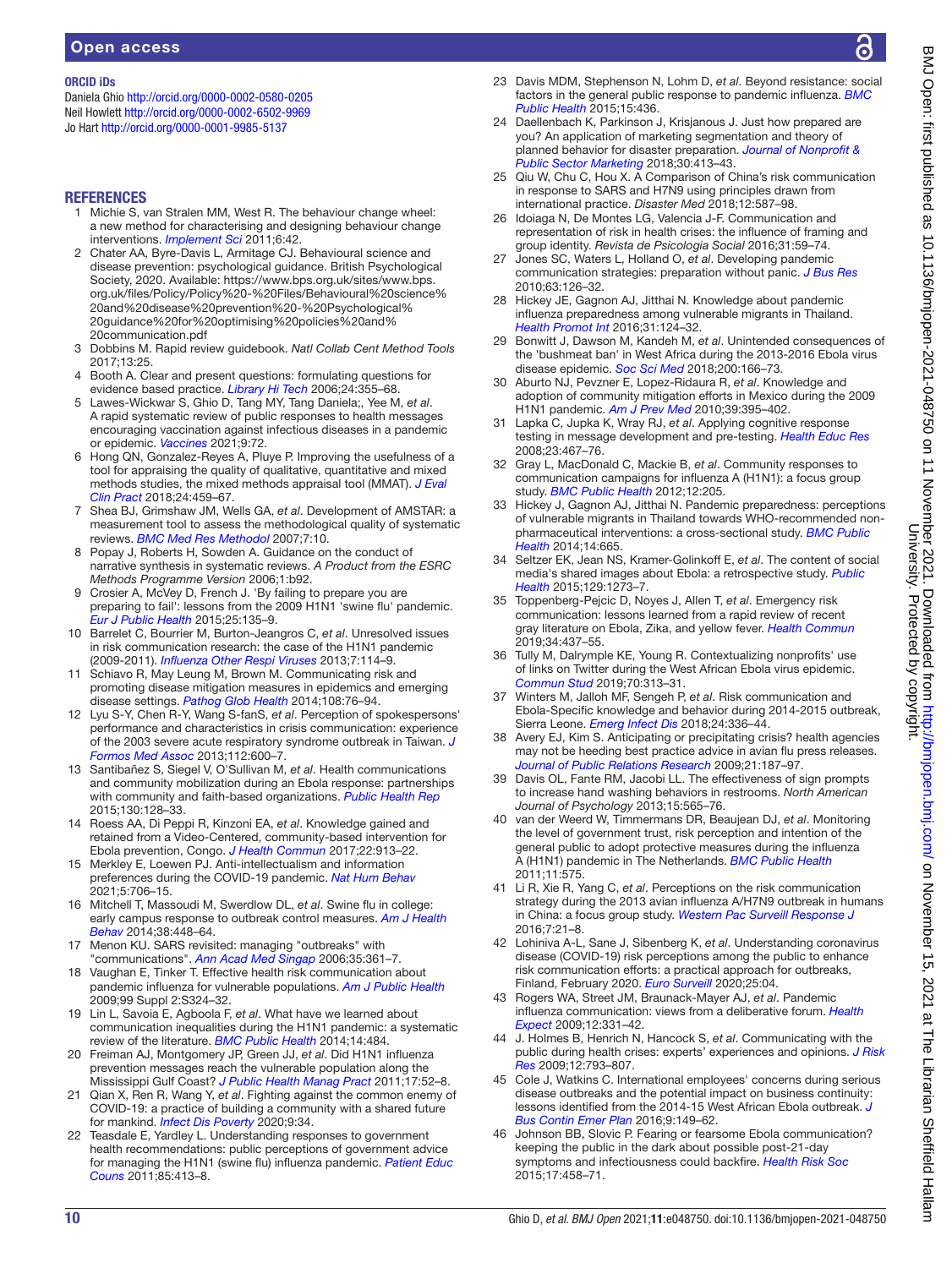**ORCID iDs**

Daniela Ghio http://orcid.org/0000-0002-0580-0205
Neil Howlett http://orcid.org/0000-0002-6502-9969
Jo Hart http://orcid.org/0000-0001-9985-5137

## REFERENCES

1. Michie S, van Stralen MM, West R. The behaviour change wheel: a new method for characterising and designing behaviour change interventions. *Implement Sci* 2011;6:42.
2. Chater AA, Byre-Davis L, Armitage CJ. Behavioural science and disease prevention: psychological guidance. British Psychological Society, 2020. Available: https://www.bps.org.uk/sites/www.bps.org.uk/files/Policy/Policy%20-%20Files/Behavioural%20science%20and%20disease%20prevention%20-%20Psychological%20guidance%20for%20optimising%20policies%20and%20communication.pdf
3. Dobbins M. Rapid review guidebook. *Natl Collab Cent Method Tools* 2017;13:25.
4. Booth A. Clear and present questions: formulating questions for evidence based practice. *Library Hi Tech* 2006;24:355–68.
5. Lawes-Wickwar S, Ghio D, Tang MY, Tang Daniela;, Yee M, *et al*. A rapid systematic review of public responses to health messages encouraging vaccination against infectious diseases in a pandemic or epidemic. *Vaccines* 2021;9:72.
6. Hong QN, Gonzalez-Reyes A, Pluye P. Improving the usefulness of a tool for appraising the quality of qualitative, quantitative and mixed methods studies, the mixed methods appraisal tool (MMAT). *J Eval Clin Pract* 2018;24:459–67.
7. Shea BJ, Grimshaw JM, Wells GA, *et al*. Development of AMSTAR: a measurement tool to assess the methodological quality of systematic reviews. *BMC Med Res Methodol* 2007;7:10.
8. Popay J, Roberts H, Sowden A. Guidance on the conduct of narrative synthesis in systematic reviews. *A Product from the ESRC Methods Programme Version* 2006;1:b92.
9. Crosier A, McVey D, French J. 'By failing to prepare you are preparing to fail': lessons from the 2009 H1N1 'swine flu' pandemic. *Eur J Public Health* 2015;25:135–9.
10. Barrelet C, Bourrier M, Burton-Jeangros C, *et al*. Unresolved issues in risk communication research: the case of the H1N1 pandemic (2009-2011). *Influenza Other Respi Viruses* 2013;7:114–9.
11. Schiavo R, May Leung M, Brown M. Communicating risk and promoting disease mitigation measures in epidemics and emerging disease settings. *Pathog Glob Health* 2014;108:76–94.
12. Lyu S-Y, Chen R-Y, Wang S-fanS, *et al*. Perception of spokespersons' performance and characteristics in crisis communication: experience of the 2003 severe acute respiratory syndrome outbreak in Taiwan. *J Formos Med Assoc* 2013;112:600–7.
13. Santibañez S, Siegel V, O'Sullivan M, *et al*. Health communications and community mobilization during an Ebola response: partnerships with community and faith-based organizations. *Public Health Rep* 2015;130:128–33.
14. Roess AA, Di Peppi R, Kinzoni EA, *et al*. Knowledge gained and retained from a Video-Centered, community-based intervention for Ebola prevention, Congo. *J Health Commun* 2017;22:913–22.
15. Merkley E, Loewen PJ. Anti-intellectualism and information preferences during the COVID-19 pandemic. *Nat Hum Behav* 2021;5:706–15.
16. Mitchell T, Massoudi M, Swerdlow DL, *et al*. Swine flu in college: early campus response to outbreak control measures. *Am J Health Behav* 2014;38:448–64.
17. Menon KU. SARS revisited: managing "outbreaks" with "communications". *Ann Acad Med Singap* 2006;35:361–7.
18. Vaughan E, Tinker T. Effective health risk communication about pandemic influenza for vulnerable populations. *Am J Public Health* 2009;99 Suppl 2:S324–32.
19. Lin L, Savoia E, Agboola F, *et al*. What have we learned about communication inequalities during the H1N1 pandemic: a systematic review of the literature. *BMC Public Health* 2014;14:484.
20. Freiman AJ, Montgomery JP, Green JJ, *et al*. Did H1N1 influenza prevention messages reach the vulnerable population along the Mississippi Gulf Coast? *J Public Health Manag Pract* 2011;17:52–8.
21. Qian X, Ren R, Wang Y, *et al*. Fighting against the common enemy of COVID-19: a practice of building a community with a shared future for mankind. *Infect Dis Poverty* 2020;9:34.
22. Teasdale E, Yardley L. Understanding responses to government health recommendations: public perceptions of government advice for managing the H1N1 (swine flu) influenza pandemic. *Patient Educ Couns* 2011;85:413–8.
23. Davis MDM, Stephenson N, Lohm D, *et al*. Beyond resistance: social factors in the general public response to pandemic influenza. *BMC Public Health* 2015;15:436.
24. Daellenbach K, Parkinson J, Krisjanous J. Just how prepared are you? An application of marketing segmentation and theory of planned behavior for disaster preparation. *Journal of Nonprofit & Public Sector Marketing* 2018;30:413–43.
25. Qiu W, Chu C, Hou X. A Comparison of China's risk communication in response to SARS and H7N9 using principles drawn from international practice. *Disaster Med* 2018;12:587–98.
26. Idoiaga N, De Montes LG, Valencia J-F. Communication and representation of risk in health crises: the influence of framing and group identity. *Revista de Psicologia Social* 2016;31:59–74.
27. Jones SC, Waters L, Holland O, *et al*. Developing pandemic communication strategies: preparation without panic. *J Bus Res* 2010;63:126–32.
28. Hickey JE, Gagnon AJ, Jitthai N. Knowledge about pandemic influenza preparedness among vulnerable migrants in Thailand. *Health Promot Int* 2016;31:124–32.
29. Bonwitt J, Dawson M, Kandeh M, *et al*. Unintended consequences of the 'bushmeat ban' in West Africa during the 2013-2016 Ebola virus disease epidemic. *Soc Sci Med* 2018;200:166–73.
30. Aburto NJ, Pevzner E, Lopez-Ridaura R, *et al*. Knowledge and adoption of community mitigation efforts in Mexico during the 2009 H1N1 pandemic. *Am J Prev Med* 2010;39:395–402.
31. Lapka C, Jupka K, Wray RJ, *et al*. Applying cognitive response testing in message development and pre-testing. *Health Educ Res* 2008;23:467–76.
32. Gray L, MacDonald C, Mackie B, *et al*. Community responses to communication campaigns for influenza A (H1N1): a focus group study. *BMC Public Health* 2012;12:205.
33. Hickey J, Gagnon AJ, Jitthai N. Pandemic preparedness: perceptions of vulnerable migrants in Thailand towards WHO-recommended non-pharmaceutical interventions: a cross-sectional study. *BMC Public Health* 2014;14:665.
34. Seltzer EK, Jean NS, Kramer-Golinkoff E, *et al*. The content of social media's shared images about Ebola: a retrospective study. *Public Health* 2015;129:1273–7.
35. Toppenberg-Pejcic D, Noyes J, Allen T, *et al*. Emergency risk communication: lessons learned from a rapid review of recent gray literature on Ebola, Zika, and yellow fever. *Health Commun* 2019;34:437–55.
36. Tully M, Dalrymple KE, Young R. Contextualizing nonprofits' use of links on Twitter during the West African Ebola virus epidemic. *Commun Stud* 2019;70:313–31.
37. Winters M, Jalloh MF, Sengeh P, *et al*. Risk communication and Ebola-Specific knowledge and behavior during 2014-2015 outbreak, Sierra Leone. *Emerg Infect Dis* 2018;24:336–44.
38. Avery EJ, Kim S. Anticipating or precipitating crisis? health agencies may not be heeding best practice advice in avian flu press releases. *Journal of Public Relations Research* 2009;21:187–97.
39. Davis OL, Fante RM, Jacobi LL. The effectiveness of sign prompts to increase hand washing behaviors in restrooms. *North American Journal of Psychology* 2013;15:565–76.
40. van der Weerd W, Timmermans DR, Beaujean DJ, *et al*. Monitoring the level of government trust, risk perception and intention of the general public to adopt protective measures during the influenza A (H1N1) pandemic in The Netherlands. *BMC Public Health* 2011;11:575.
41. Li R, Xie R, Yang C, *et al*. Perceptions on the risk communication strategy during the 2013 avian influenza A/H7N9 outbreak in humans in China: a focus group study. *Western Pac Surveill Response J* 2016;7:21–8.
42. Lohiniva A-L, Sane J, Sibenberg K, *et al*. Understanding coronavirus disease (COVID-19) risk perceptions among the public to enhance risk communication efforts: a practical approach for outbreaks, Finland, February 2020. *Euro Surveill* 2020;25:04.
43. Rogers WA, Street JM, Braunack-Mayer AJ, *et al*. Pandemic influenza communication: views from a deliberative forum. *Health Expect* 2009;12:331–42.
44. J. Holmes B, Henrich N, Hancock S, *et al*. Communicating with the public during health crises: experts' experiences and opinions. *J Risk Res* 2009;12:793–807.
45. Cole J, Watkins C. International employees' concerns during serious disease outbreaks and the potential impact on business continuity: lessons identified from the 2014-15 West African Ebola outbreak. *J Bus Contin Emer Plan* 2016;9:149–62.
46. Johnson BB, Slovic P. Fearing or fearsome Ebola communication? keeping the public in the dark about possible post-21-day symptoms and infectiousness could backfire. *Health Risk Soc* 2015;17:458–71.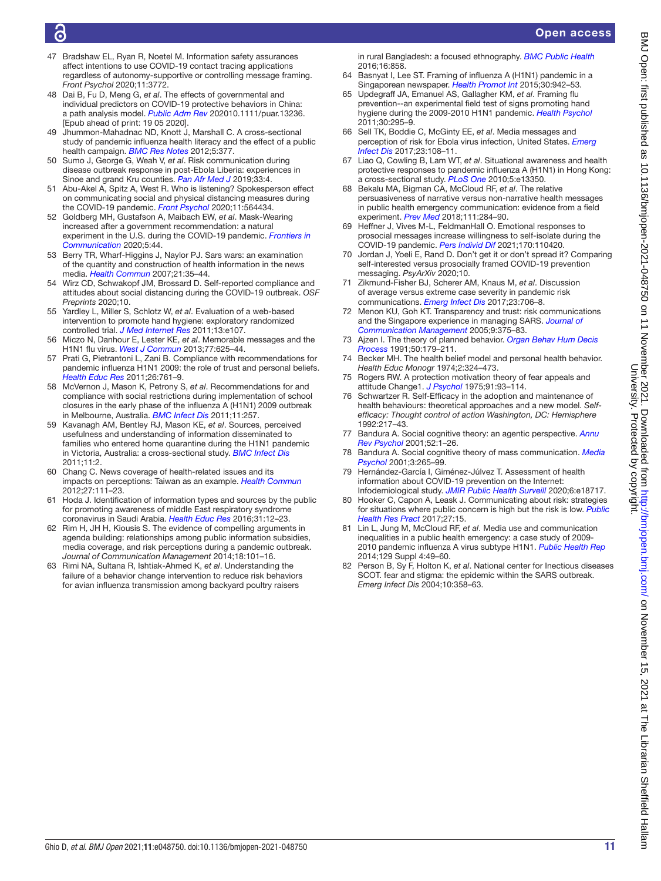47 Bradshaw EL, Ryan R, Noetel M. Information safety assurances affect intentions to use COVID-19 contact tracing applications regardless of autonomy-supportive or controlling message framing. *Front Psychol* 2020;11:3772.

48 Dai B, Fu D, Meng G, *et al*. The effects of governmental and individual predictors on COVID-19 protective behaviors in China: a path analysis model. *Public Adm Rev* 202010.1111/puar.13236. [Epub ahead of print: 19 05 2020].

49 Jhummon-Mahadnac ND, Knott J, Marshall C. A cross-sectional study of pandemic influenza health literacy and the effect of a public health campaign. *BMC Res Notes* 2012;5:377.

50 Sumo J, George G, Weah V, *et al*. Risk communication during disease outbreak response in post-Ebola Liberia: experiences in Sinoe and grand Kru counties. *Pan Afr Med J* 2019;33:4.

51 Abu-Akel A, Spitz A, West R. Who is listening? Spokesperson effect on communicating social and physical distancing measures during the COVID-19 pandemic. *Front Psychol* 2020;11:564434.

52 Goldberg MH, Gustafson A, Maibach EW, *et al*. Mask-Wearing increased after a government recommendation: a natural experiment in the U.S. during the COVID-19 pandemic. *Frontiers in Communication* 2020;5:44.

53 Berry TR, Wharf-Higgins J, Naylor PJ. Sars wars: an examination of the quantity and construction of health information in the news media. *Health Commun* 2007;21:35–44.

54 Wirz CD, Schwakopf JM, Brossard D. Self-reported compliance and attitudes about social distancing during the COVID-19 outbreak. *OSF Preprints* 2020;10.

55 Yardley L, Miller S, Schlotz W, *et al*. Evaluation of a web-based intervention to promote hand hygiene: exploratory randomized controlled trial. *J Med Internet Res* 2011;13:e107.

56 Miczo N, Danhour E, Lester KE, *et al*. Memorable messages and the H1N1 flu virus. *West J Commun* 2013;77:625–44.

57 Prati G, Pietrantoni L, Zani B. Compliance with recommendations for pandemic influenza H1N1 2009: the role of trust and personal beliefs. *Health Educ Res* 2011;26:761–9.

58 McVernon J, Mason K, Petrony S, *et al*. Recommendations for and compliance with social restrictions during implementation of school closures in the early phase of the influenza A (H1N1) 2009 outbreak in Melbourne, Australia. *BMC Infect Dis* 2011;11:257.

59 Kavanagh AM, Bentley RJ, Mason KE, *et al*. Sources, perceived usefulness and understanding of information disseminated to families who entered home quarantine during the H1N1 pandemic in Victoria, Australia: a cross-sectional study. *BMC Infect Dis* 2011;11:2.

60 Chang C. News coverage of health-related issues and its impacts on perceptions: Taiwan as an example. *Health Commun* 2012;27:111–23.

61 Hoda J. Identification of information types and sources by the public for promoting awareness of middle East respiratory syndrome coronavirus in Saudi Arabia. *Health Educ Res* 2016;31:12–23.

62 Rim H, JH H, Kiousis S. The evidence of compelling arguments in agenda building: relationships among public information subsidies, media coverage, and risk perceptions during a pandemic outbreak. *Journal of Communication Management* 2014;18:101–16.

63 Rimi NA, Sultana R, Ishtiak-Ahmed K, *et al*. Understanding the failure of a behavior change intervention to reduce risk behaviors for avian influenza transmission among backyard poultry raisers in rural Bangladesh: a focused ethnography. *BMC Public Health* 2016;16:858.

64 Basnyat I, Lee ST. Framing of influenza A (H1N1) pandemic in a Singaporean newspaper. *Health Promot Int* 2015;30:942–53.

65 Updegraff JA, Emanuel AS, Gallagher KM, *et al*. Framing flu prevention--an experimental field test of signs promoting hand hygiene during the 2009-2010 H1N1 pandemic. *Health Psychol* 2011;30:295–9.

66 Sell TK, Boddie C, McGinty EE, *et al*. Media messages and perception of risk for Ebola virus infection, United States. *Emerg Infect Dis* 2017;23:108–11.

67 Liao Q, Cowling B, Lam WT, *et al*. Situational awareness and health protective responses to pandemic influenza A (H1N1) in Hong Kong: a cross-sectional study. *PLoS One* 2010;5:e13350.

68 Bekalu MA, Bigman CA, McCloud RF, *et al*. The relative persuasiveness of narrative versus non-narrative health messages in public health emergency communication: evidence from a field experiment. *Prev Med* 2018;111:284–90.

69 Heffner J, Vives M-L, FeldmanHall O. Emotional responses to prosocial messages increase willingness to self-isolate during the COVID-19 pandemic. *Pers Individ Dif* 2021;170:110420.

70 Jordan J, Yoeli E, Rand D. Don't get it or don't spread it? Comparing self-interested versus prosocially framed COVID-19 prevention messaging. *PsyArXiv* 2020;10.

71 Zikmund-Fisher BJ, Scherer AM, Knaus M, *et al*. Discussion of average versus extreme case severity in pandemic risk communications. *Emerg Infect Dis* 2017;23:706–8.

72 Menon KU, Goh KT. Transparency and trust: risk communications and the Singapore experience in managing SARS. *Journal of Communication Management* 2005;9:375–83.

73 Ajzen I. The theory of planned behavior. *Organ Behav Hum Decis Process* 1991;50:179–211.

74 Becker MH. The health belief model and personal health behavior. *Health Educ Monogr* 1974;2:324–473.

75 Rogers RW. A protection motivation theory of fear appeals and attitude Change1. *J Psychol* 1975;91:93–114.

76 Schwartzer R. Self-Efficacy in the adoption and maintenance of health behaviours: theoretical approaches and a new model. *Self-efficacy: Thought control of action Washington, DC: Hemisphere* 1992:217–43.

77 Bandura A. Social cognitive theory: an agentic perspective. *Annu Rev Psychol* 2001;52:1–26.

78 Bandura A. Social cognitive theory of mass communication. *Media Psychol* 2001;3:265–99.

79 Hernández-García I, Giménez-Júlvez T. Assessment of health information about COVID-19 prevention on the Internet: Infodemiological study. *JMIR Public Health Surveill* 2020;6:e18717.

80 Hooker C, Capon A, Leask J. Communicating about risk: strategies for situations where public concern is high but the risk is low. *Public Health Res Pract* 2017;27:15.

81 Lin L, Jung M, McCloud RF, *et al*. Media use and communication inequalities in a public health emergency: a case study of 2009-2010 pandemic influenza A virus subtype H1N1. *Public Health Rep* 2014;129 Suppl 4:49–60.

82 Person B, Sy F, Holton K, *et al*. National center for Inectious diseases SCOT. fear and stigma: the epidemic within the SARS outbreak. *Emerg Infect Dis* 2004;10:358–63.